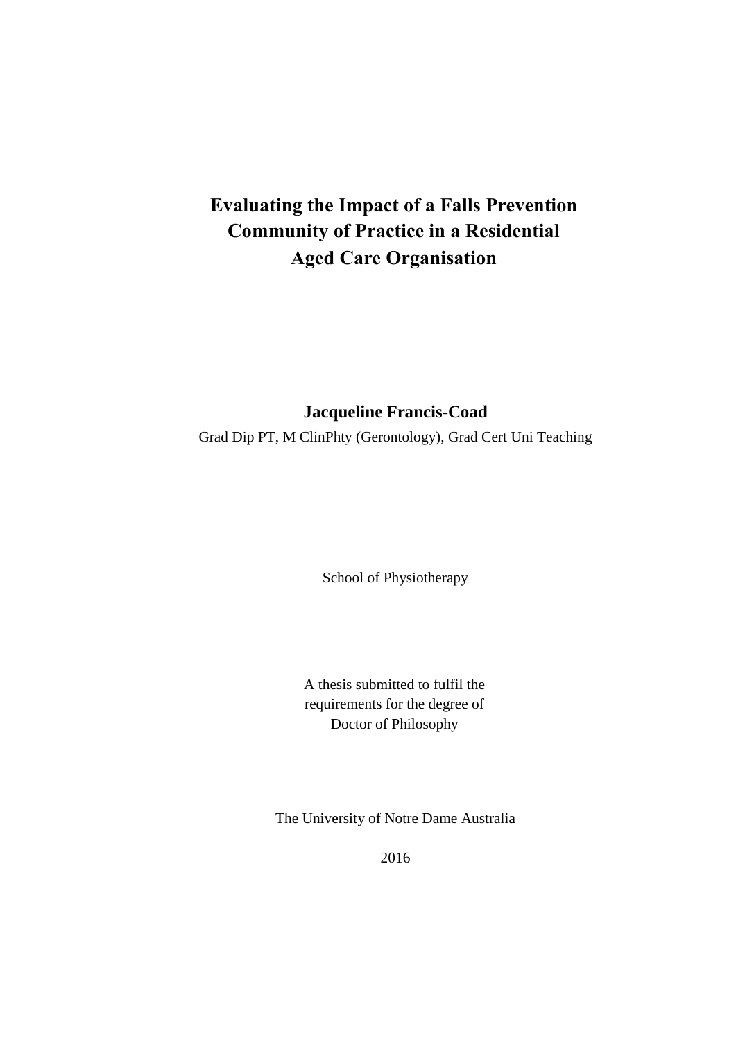# Evaluating the Impact of a Falls Prevention Community of Practice in a Residential Aged Care Organisation

**Jacqueline Francis-Coad**

Grad Dip PT, M ClinPhty (Gerontology), Grad Cert Uni Teaching

School of Physiotherapy

A thesis submitted to fulfil the requirements for the degree of Doctor of Philosophy

The University of Notre Dame Australia

2016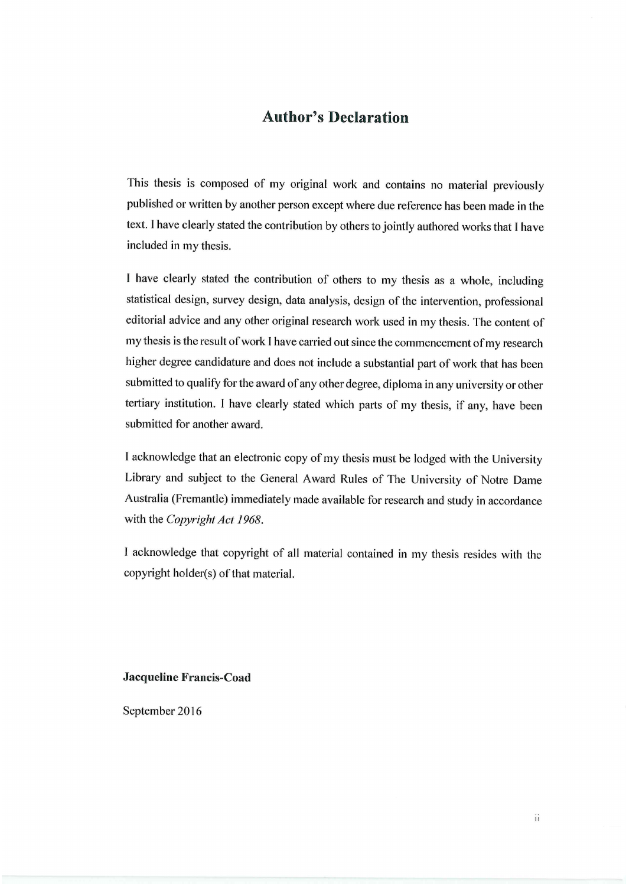# Author's Declaration

This thesis is composed of my original work and contains no material previously published or written by another person except where due reference has been made in the text. I have clearly stated the contribution by others to jointly authored works that I have included in my thesis.

I have clearly stated the contribution of others to my thesis as a whole, including statistical design, survey design, data analysis, design of the intervention, professional editorial advice and any other original research work used in my thesis. The content of my thesis is the result of work I have carried out since the commencement of my research higher degree candidature and does not include a substantial part of work that has been submitted to qualify for the award of any other degree, diploma in any university or other tertiary institution. I have clearly stated which parts of my thesis, if any, have been submitted for another award.

I acknowledge that an electronic copy of my thesis must be lodged with the University Library and subject to the General Award Rules of The University of Notre Dame Australia (Fremantle) immediately made available for research and study in accordance with the *Copyright Act 1968*.

I acknowledge that copyright of all material contained in my thesis resides with the copyright holder(s) of that material.

**Jacqueline Francis-Coad**

September 2016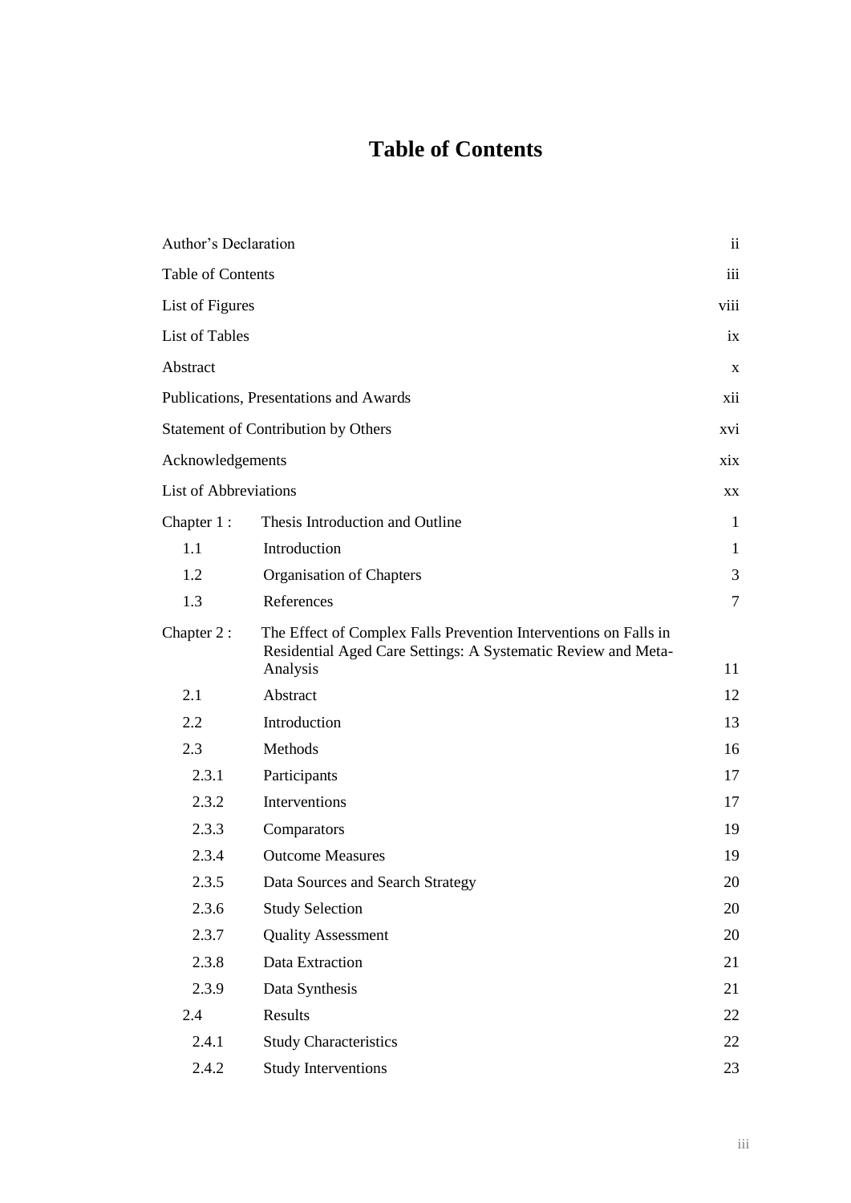# Table of Contents

| | | |
|---|---|---|
| Author's Declaration | | ii |
| Table of Contents | | iii |
| List of Figures | | viii |
| List of Tables | | ix |
| Abstract | | x |
| Publications, Presentations and Awards | | xii |
| Statement of Contribution by Others | | xvi |
| Acknowledgements | | xix |
| List of Abbreviations | | xx |
| Chapter 1 : | Thesis Introduction and Outline | 1 |
| 1.1 | Introduction | 1 |
| 1.2 | Organisation of Chapters | 3 |
| 1.3 | References | 7 |
| Chapter 2 : | The Effect of Complex Falls Prevention Interventions on Falls in Residential Aged Care Settings: A Systematic Review and Meta-Analysis | 11 |
| 2.1 | Abstract | 12 |
| 2.2 | Introduction | 13 |
| 2.3 | Methods | 16 |
| 2.3.1 | Participants | 17 |
| 2.3.2 | Interventions | 17 |
| 2.3.3 | Comparators | 19 |
| 2.3.4 | Outcome Measures | 19 |
| 2.3.5 | Data Sources and Search Strategy | 20 |
| 2.3.6 | Study Selection | 20 |
| 2.3.7 | Quality Assessment | 20 |
| 2.3.8 | Data Extraction | 21 |
| 2.3.9 | Data Synthesis | 21 |
| 2.4 | Results | 22 |
| 2.4.1 | Study Characteristics | 22 |
| 2.4.2 | Study Interventions | 23 |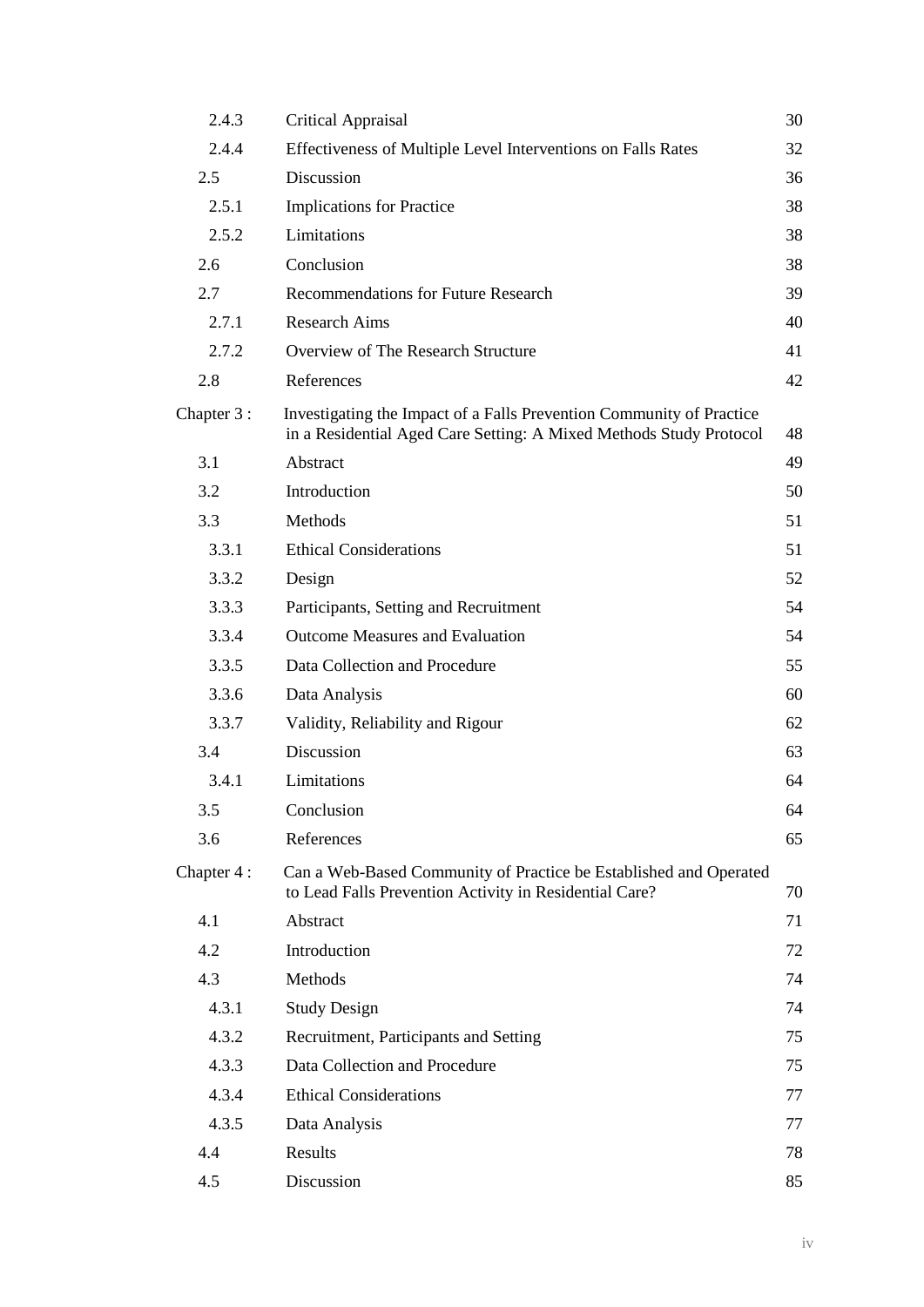| | | |
|---|---|---|
| 2.4.3 | Critical Appraisal | 30 |
| 2.4.4 | Effectiveness of Multiple Level Interventions on Falls Rates | 32 |
| 2.5 | Discussion | 36 |
| 2.5.1 | Implications for Practice | 38 |
| 2.5.2 | Limitations | 38 |
| 2.6 | Conclusion | 38 |
| 2.7 | Recommendations for Future Research | 39 |
| 2.7.1 | Research Aims | 40 |
| 2.7.2 | Overview of The Research Structure | 41 |
| 2.8 | References | 42 |
| Chapter 3 : | Investigating the Impact of a Falls Prevention Community of Practice in a Residential Aged Care Setting: A Mixed Methods Study Protocol | 48 |
| 3.1 | Abstract | 49 |
| 3.2 | Introduction | 50 |
| 3.3 | Methods | 51 |
| 3.3.1 | Ethical Considerations | 51 |
| 3.3.2 | Design | 52 |
| 3.3.3 | Participants, Setting and Recruitment | 54 |
| 3.3.4 | Outcome Measures and Evaluation | 54 |
| 3.3.5 | Data Collection and Procedure | 55 |
| 3.3.6 | Data Analysis | 60 |
| 3.3.7 | Validity, Reliability and Rigour | 62 |
| 3.4 | Discussion | 63 |
| 3.4.1 | Limitations | 64 |
| 3.5 | Conclusion | 64 |
| 3.6 | References | 65 |
| Chapter 4 : | Can a Web-Based Community of Practice be Established and Operated to Lead Falls Prevention Activity in Residential Care? | 70 |
| 4.1 | Abstract | 71 |
| 4.2 | Introduction | 72 |
| 4.3 | Methods | 74 |
| 4.3.1 | Study Design | 74 |
| 4.3.2 | Recruitment, Participants and Setting | 75 |
| 4.3.3 | Data Collection and Procedure | 75 |
| 4.3.4 | Ethical Considerations | 77 |
| 4.3.5 | Data Analysis | 77 |
| 4.4 | Results | 78 |
| 4.5 | Discussion | 85 |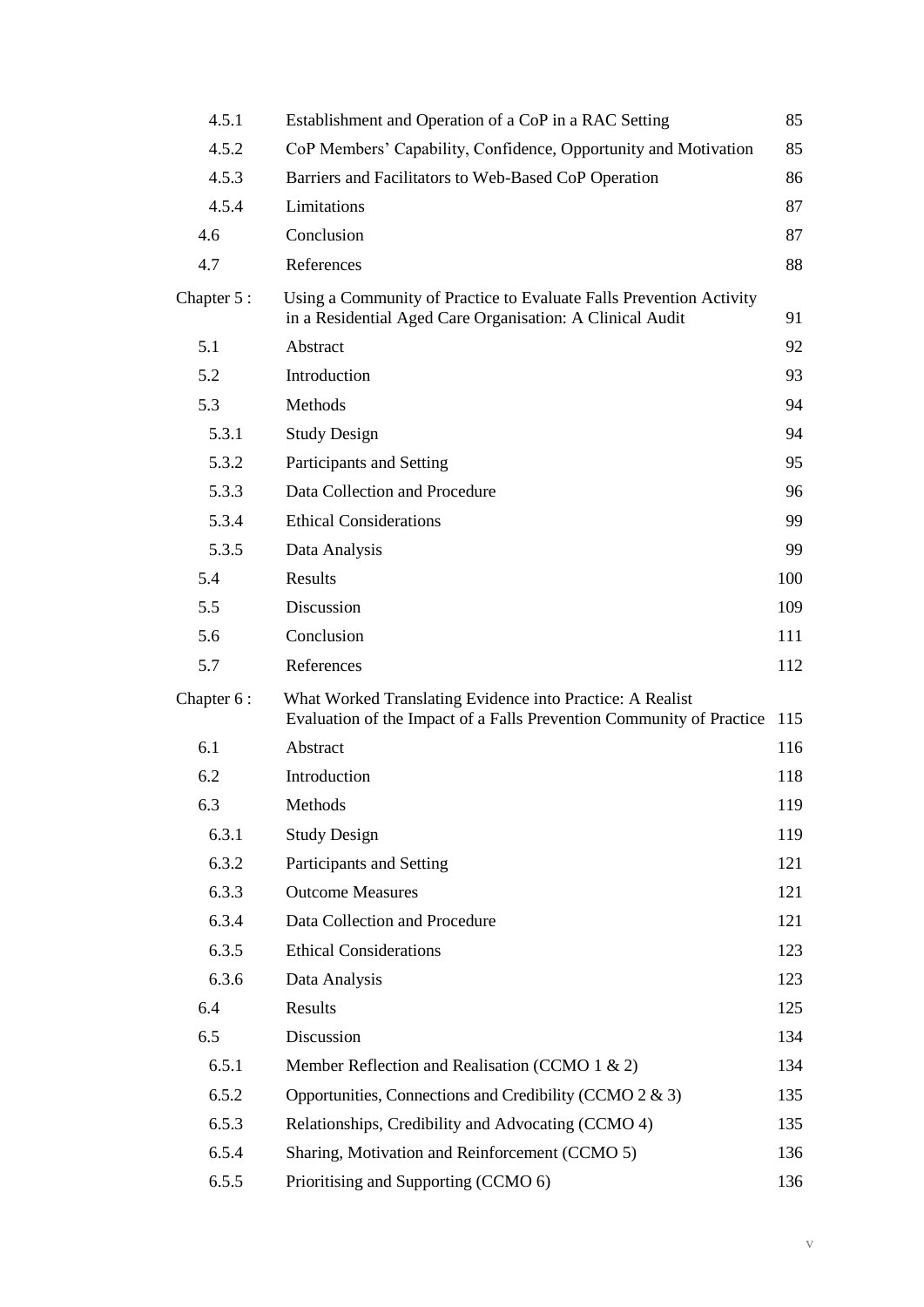| | | |
|---|---|---|
| 4.5.1 | Establishment and Operation of a CoP in a RAC Setting | 85 |
| 4.5.2 | CoP Members' Capability, Confidence, Opportunity and Motivation | 85 |
| 4.5.3 | Barriers and Facilitators to Web-Based CoP Operation | 86 |
| 4.5.4 | Limitations | 87 |
| 4.6 | Conclusion | 87 |
| 4.7 | References | 88 |
| Chapter 5 : | Using a Community of Practice to Evaluate Falls Prevention Activity in a Residential Aged Care Organisation: A Clinical Audit | 91 |
| 5.1 | Abstract | 92 |
| 5.2 | Introduction | 93 |
| 5.3 | Methods | 94 |
| 5.3.1 | Study Design | 94 |
| 5.3.2 | Participants and Setting | 95 |
| 5.3.3 | Data Collection and Procedure | 96 |
| 5.3.4 | Ethical Considerations | 99 |
| 5.3.5 | Data Analysis | 99 |
| 5.4 | Results | 100 |
| 5.5 | Discussion | 109 |
| 5.6 | Conclusion | 111 |
| 5.7 | References | 112 |
| Chapter 6 : | What Worked Translating Evidence into Practice: A Realist Evaluation of the Impact of a Falls Prevention Community of Practice | 115 |
| 6.1 | Abstract | 116 |
| 6.2 | Introduction | 118 |
| 6.3 | Methods | 119 |
| 6.3.1 | Study Design | 119 |
| 6.3.2 | Participants and Setting | 121 |
| 6.3.3 | Outcome Measures | 121 |
| 6.3.4 | Data Collection and Procedure | 121 |
| 6.3.5 | Ethical Considerations | 123 |
| 6.3.6 | Data Analysis | 123 |
| 6.4 | Results | 125 |
| 6.5 | Discussion | 134 |
| 6.5.1 | Member Reflection and Realisation (CCMO 1 & 2) | 134 |
| 6.5.2 | Opportunities, Connections and Credibility (CCMO 2 & 3) | 135 |
| 6.5.3 | Relationships, Credibility and Advocating (CCMO 4) | 135 |
| 6.5.4 | Sharing, Motivation and Reinforcement (CCMO 5) | 136 |
| 6.5.5 | Prioritising and Supporting (CCMO 6) | 136 |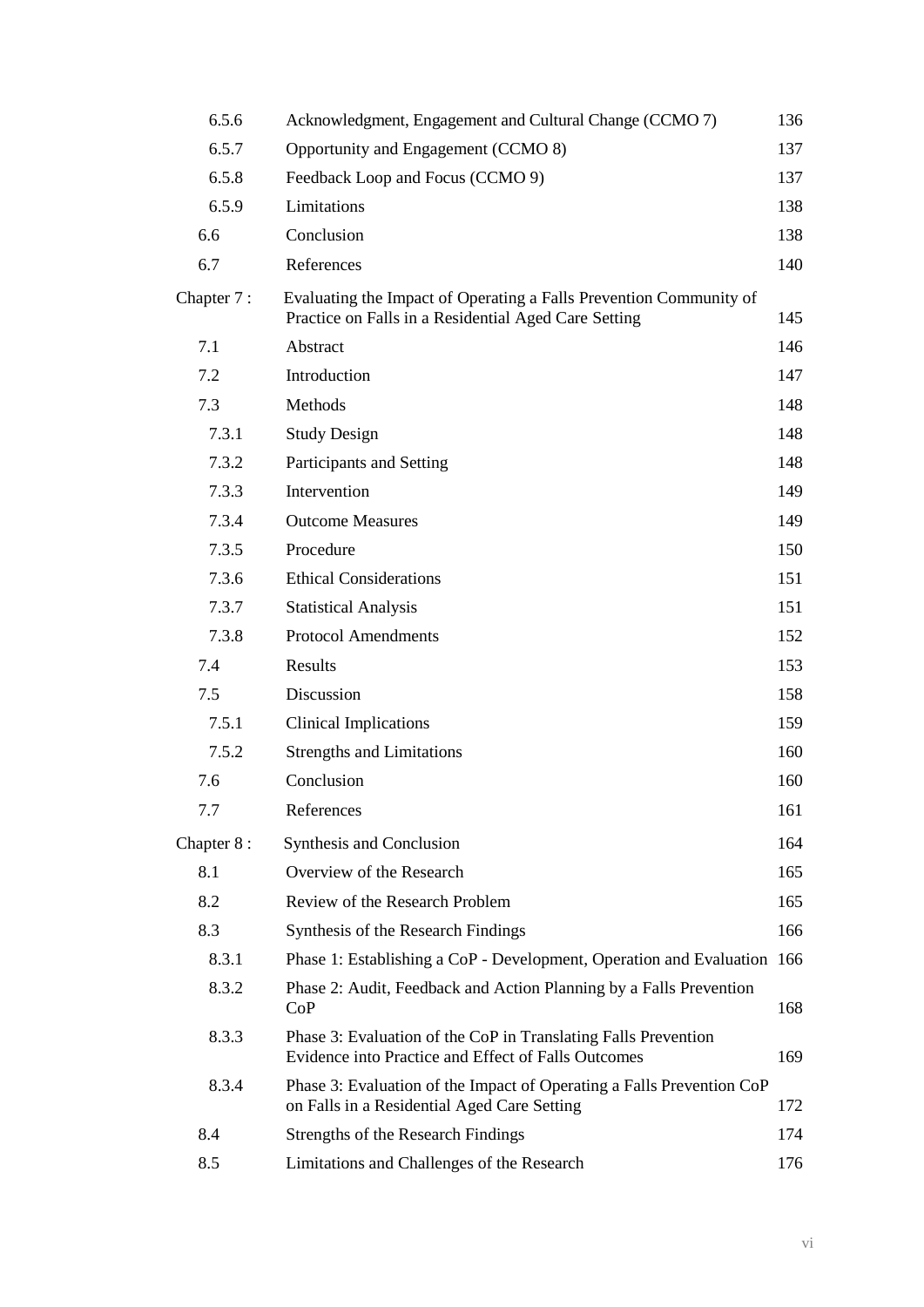| | | |
|---|---|---|
| 6.5.6 | Acknowledgment, Engagement and Cultural Change (CCMO 7) | 136 |
| 6.5.7 | Opportunity and Engagement (CCMO 8) | 137 |
| 6.5.8 | Feedback Loop and Focus (CCMO 9) | 137 |
| 6.5.9 | Limitations | 138 |
| 6.6 | Conclusion | 138 |
| 6.7 | References | 140 |
| Chapter 7 : | Evaluating the Impact of Operating a Falls Prevention Community of Practice on Falls in a Residential Aged Care Setting | 145 |
| 7.1 | Abstract | 146 |
| 7.2 | Introduction | 147 |
| 7.3 | Methods | 148 |
| 7.3.1 | Study Design | 148 |
| 7.3.2 | Participants and Setting | 148 |
| 7.3.3 | Intervention | 149 |
| 7.3.4 | Outcome Measures | 149 |
| 7.3.5 | Procedure | 150 |
| 7.3.6 | Ethical Considerations | 151 |
| 7.3.7 | Statistical Analysis | 151 |
| 7.3.8 | Protocol Amendments | 152 |
| 7.4 | Results | 153 |
| 7.5 | Discussion | 158 |
| 7.5.1 | Clinical Implications | 159 |
| 7.5.2 | Strengths and Limitations | 160 |
| 7.6 | Conclusion | 160 |
| 7.7 | References | 161 |
| Chapter 8 : | Synthesis and Conclusion | 164 |
| 8.1 | Overview of the Research | 165 |
| 8.2 | Review of the Research Problem | 165 |
| 8.3 | Synthesis of the Research Findings | 166 |
| 8.3.1 | Phase 1: Establishing a CoP - Development, Operation and Evaluation | 166 |
| 8.3.2 | Phase 2: Audit, Feedback and Action Planning by a Falls Prevention CoP | 168 |
| 8.3.3 | Phase 3: Evaluation of the CoP in Translating Falls Prevention Evidence into Practice and Effect of Falls Outcomes | 169 |
| 8.3.4 | Phase 3: Evaluation of the Impact of Operating a Falls Prevention CoP on Falls in a Residential Aged Care Setting | 172 |
| 8.4 | Strengths of the Research Findings | 174 |
| 8.5 | Limitations and Challenges of the Research | 176 |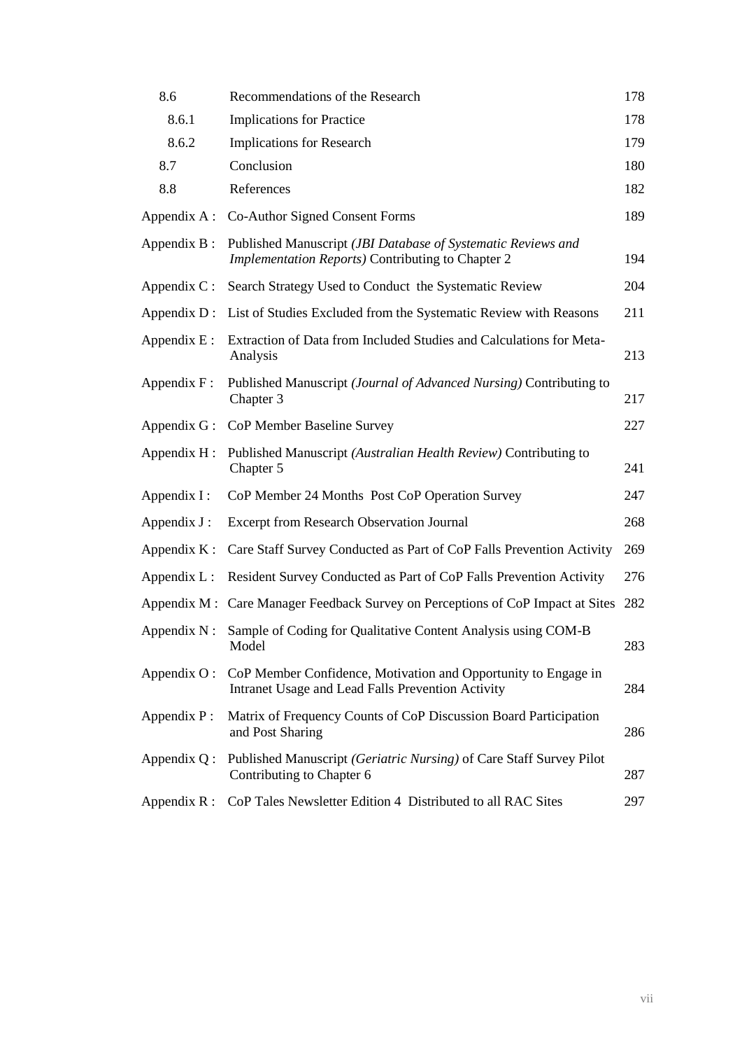| | | |
|---|---|---|
| 8.6 | Recommendations of the Research | 178 |
| 8.6.1 | Implications for Practice | 178 |
| 8.6.2 | Implications for Research | 179 |
| 8.7 | Conclusion | 180 |
| 8.8 | References | 182 |
| Appendix A : | Co-Author Signed Consent Forms | 189 |
| Appendix B : | Published Manuscript *(JBI Database of Systematic Reviews and Implementation Reports)* Contributing to Chapter 2 | 194 |
| Appendix C : | Search Strategy Used to Conduct the Systematic Review | 204 |
| Appendix D : | List of Studies Excluded from the Systematic Review with Reasons | 211 |
| Appendix E : | Extraction of Data from Included Studies and Calculations for Meta-Analysis | 213 |
| Appendix F : | Published Manuscript *(Journal of Advanced Nursing)* Contributing to Chapter 3 | 217 |
| Appendix G : | CoP Member Baseline Survey | 227 |
| Appendix H : | Published Manuscript *(Australian Health Review)* Contributing to Chapter 5 | 241 |
| Appendix I : | CoP Member 24 Months Post CoP Operation Survey | 247 |
| Appendix J : | Excerpt from Research Observation Journal | 268 |
| Appendix K : | Care Staff Survey Conducted as Part of CoP Falls Prevention Activity | 269 |
| Appendix L : | Resident Survey Conducted as Part of CoP Falls Prevention Activity | 276 |
| Appendix M : | Care Manager Feedback Survey on Perceptions of CoP Impact at Sites | 282 |
| Appendix N : | Sample of Coding for Qualitative Content Analysis using COM-B Model | 283 |
| Appendix O : | CoP Member Confidence, Motivation and Opportunity to Engage in Intranet Usage and Lead Falls Prevention Activity | 284 |
| Appendix P : | Matrix of Frequency Counts of CoP Discussion Board Participation and Post Sharing | 286 |
| Appendix Q : | Published Manuscript *(Geriatric Nursing)* of Care Staff Survey Pilot Contributing to Chapter 6 | 287 |
| Appendix R : | CoP Tales Newsletter Edition 4 Distributed to all RAC Sites | 297 |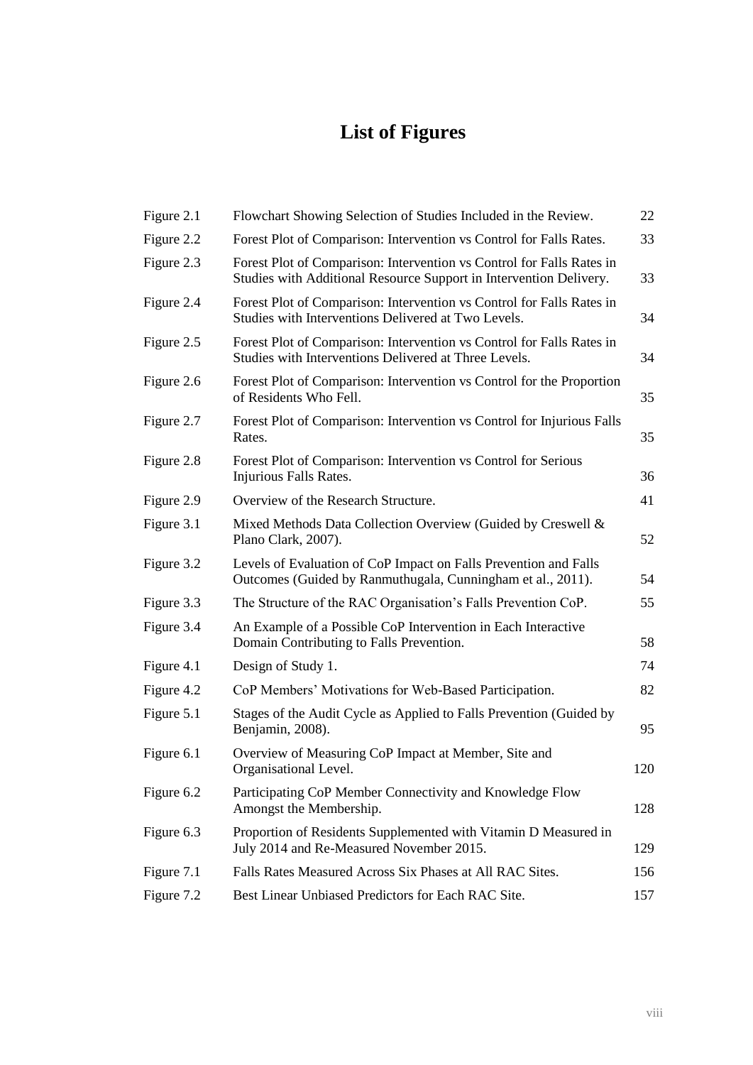# List of Figures

| | | |
|---|---|---|
| Figure 2.1 | Flowchart Showing Selection of Studies Included in the Review. | 22 |
| Figure 2.2 | Forest Plot of Comparison: Intervention vs Control for Falls Rates. | 33 |
| Figure 2.3 | Forest Plot of Comparison: Intervention vs Control for Falls Rates in Studies with Additional Resource Support in Intervention Delivery. | 33 |
| Figure 2.4 | Forest Plot of Comparison: Intervention vs Control for Falls Rates in Studies with Interventions Delivered at Two Levels. | 34 |
| Figure 2.5 | Forest Plot of Comparison: Intervention vs Control for Falls Rates in Studies with Interventions Delivered at Three Levels. | 34 |
| Figure 2.6 | Forest Plot of Comparison: Intervention vs Control for the Proportion of Residents Who Fell. | 35 |
| Figure 2.7 | Forest Plot of Comparison: Intervention vs Control for Injurious Falls Rates. | 35 |
| Figure 2.8 | Forest Plot of Comparison: Intervention vs Control for Serious Injurious Falls Rates. | 36 |
| Figure 2.9 | Overview of the Research Structure. | 41 |
| Figure 3.1 | Mixed Methods Data Collection Overview (Guided by Creswell & Plano Clark, 2007). | 52 |
| Figure 3.2 | Levels of Evaluation of CoP Impact on Falls Prevention and Falls Outcomes (Guided by Ranmuthugala, Cunningham et al., 2011). | 54 |
| Figure 3.3 | The Structure of the RAC Organisation's Falls Prevention CoP. | 55 |
| Figure 3.4 | An Example of a Possible CoP Intervention in Each Interactive Domain Contributing to Falls Prevention. | 58 |
| Figure 4.1 | Design of Study 1. | 74 |
| Figure 4.2 | CoP Members' Motivations for Web-Based Participation. | 82 |
| Figure 5.1 | Stages of the Audit Cycle as Applied to Falls Prevention (Guided by Benjamin, 2008). | 95 |
| Figure 6.1 | Overview of Measuring CoP Impact at Member, Site and Organisational Level. | 120 |
| Figure 6.2 | Participating CoP Member Connectivity and Knowledge Flow Amongst the Membership. | 128 |
| Figure 6.3 | Proportion of Residents Supplemented with Vitamin D Measured in July 2014 and Re-Measured November 2015. | 129 |
| Figure 7.1 | Falls Rates Measured Across Six Phases at All RAC Sites. | 156 |
| Figure 7.2 | Best Linear Unbiased Predictors for Each RAC Site. | 157 |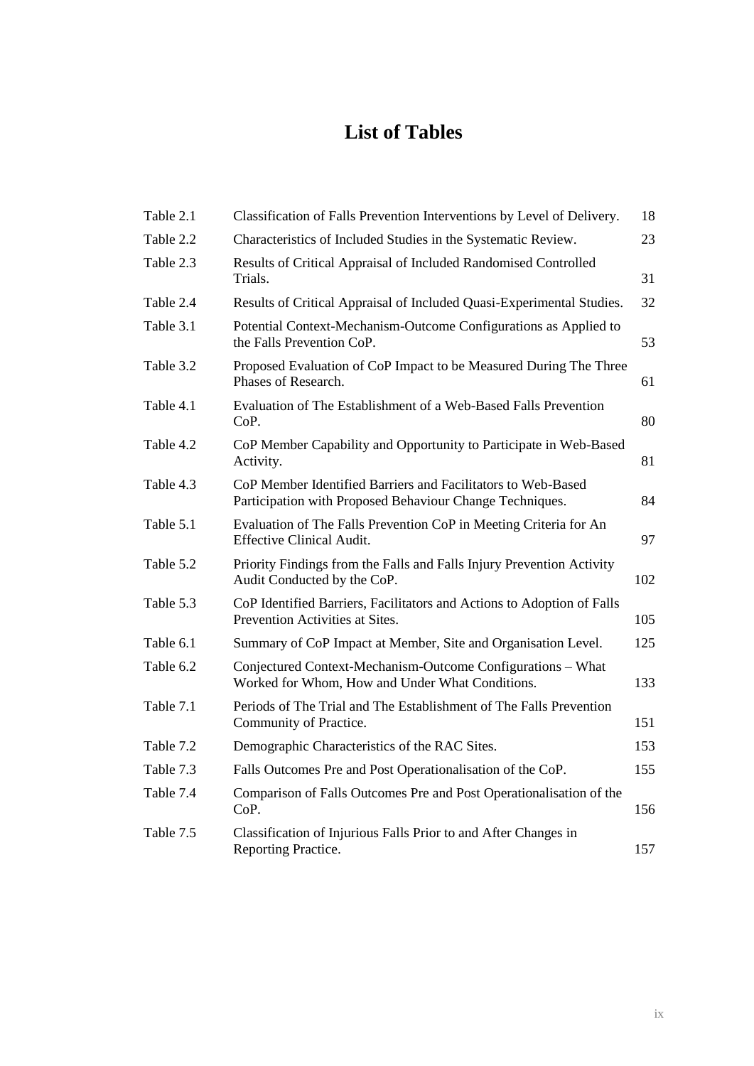# List of Tables

| | | |
|---|---|---|
| Table 2.1 | Classification of Falls Prevention Interventions by Level of Delivery. | 18 |
| Table 2.2 | Characteristics of Included Studies in the Systematic Review. | 23 |
| Table 2.3 | Results of Critical Appraisal of Included Randomised Controlled Trials. | 31 |
| Table 2.4 | Results of Critical Appraisal of Included Quasi-Experimental Studies. | 32 |
| Table 3.1 | Potential Context-Mechanism-Outcome Configurations as Applied to the Falls Prevention CoP. | 53 |
| Table 3.2 | Proposed Evaluation of CoP Impact to be Measured During The Three Phases of Research. | 61 |
| Table 4.1 | Evaluation of The Establishment of a Web-Based Falls Prevention CoP. | 80 |
| Table 4.2 | CoP Member Capability and Opportunity to Participate in Web-Based Activity. | 81 |
| Table 4.3 | CoP Member Identified Barriers and Facilitators to Web-Based Participation with Proposed Behaviour Change Techniques. | 84 |
| Table 5.1 | Evaluation of The Falls Prevention CoP in Meeting Criteria for An Effective Clinical Audit. | 97 |
| Table 5.2 | Priority Findings from the Falls and Falls Injury Prevention Activity Audit Conducted by the CoP. | 102 |
| Table 5.3 | CoP Identified Barriers, Facilitators and Actions to Adoption of Falls Prevention Activities at Sites. | 105 |
| Table 6.1 | Summary of CoP Impact at Member, Site and Organisation Level. | 125 |
| Table 6.2 | Conjectured Context-Mechanism-Outcome Configurations – What Worked for Whom, How and Under What Conditions. | 133 |
| Table 7.1 | Periods of The Trial and The Establishment of The Falls Prevention Community of Practice. | 151 |
| Table 7.2 | Demographic Characteristics of the RAC Sites. | 153 |
| Table 7.3 | Falls Outcomes Pre and Post Operationalisation of the CoP. | 155 |
| Table 7.4 | Comparison of Falls Outcomes Pre and Post Operationalisation of the CoP. | 156 |
| Table 7.5 | Classification of Injurious Falls Prior to and After Changes in Reporting Practice. | 157 |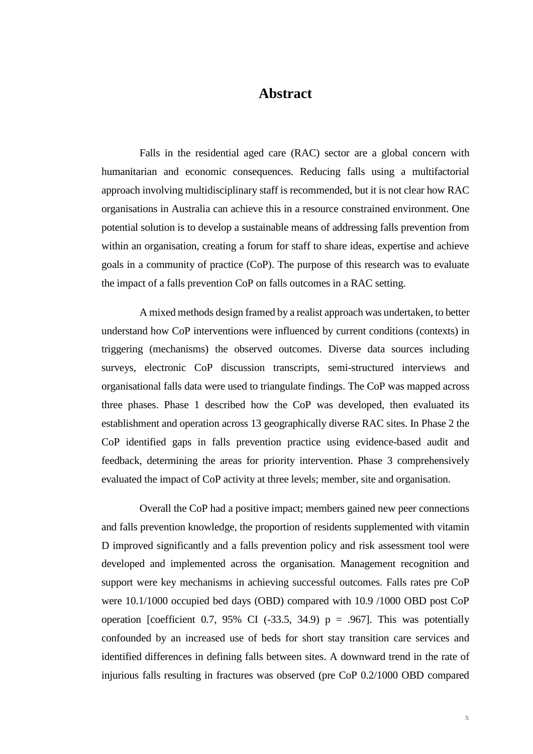# Abstract

Falls in the residential aged care (RAC) sector are a global concern with humanitarian and economic consequences. Reducing falls using a multifactorial approach involving multidisciplinary staff is recommended, but it is not clear how RAC organisations in Australia can achieve this in a resource constrained environment. One potential solution is to develop a sustainable means of addressing falls prevention from within an organisation, creating a forum for staff to share ideas, expertise and achieve goals in a community of practice (CoP). The purpose of this research was to evaluate the impact of a falls prevention CoP on falls outcomes in a RAC setting.

A mixed methods design framed by a realist approach was undertaken, to better understand how CoP interventions were influenced by current conditions (contexts) in triggering (mechanisms) the observed outcomes. Diverse data sources including surveys, electronic CoP discussion transcripts, semi-structured interviews and organisational falls data were used to triangulate findings. The CoP was mapped across three phases. Phase 1 described how the CoP was developed, then evaluated its establishment and operation across 13 geographically diverse RAC sites. In Phase 2 the CoP identified gaps in falls prevention practice using evidence-based audit and feedback, determining the areas for priority intervention. Phase 3 comprehensively evaluated the impact of CoP activity at three levels; member, site and organisation.

Overall the CoP had a positive impact; members gained new peer connections and falls prevention knowledge, the proportion of residents supplemented with vitamin D improved significantly and a falls prevention policy and risk assessment tool were developed and implemented across the organisation. Management recognition and support were key mechanisms in achieving successful outcomes. Falls rates pre CoP were 10.1/1000 occupied bed days (OBD) compared with 10.9 /1000 OBD post CoP operation [coefficient 0.7, 95% CI (-33.5, 34.9) $p = .967$]. This was potentially confounded by an increased use of beds for short stay transition care services and identified differences in defining falls between sites. A downward trend in the rate of injurious falls resulting in fractures was observed (pre CoP 0.2/1000 OBD compared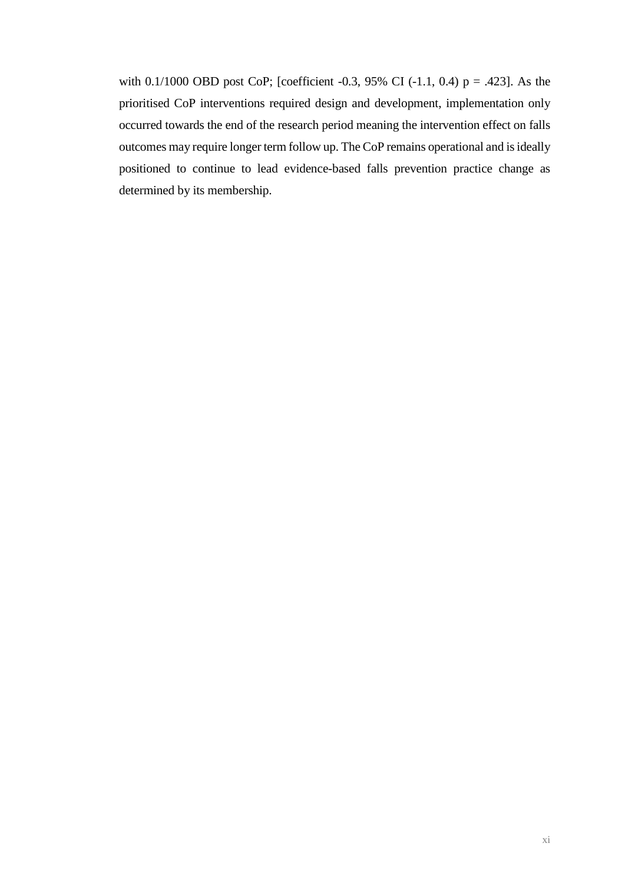with 0.1/1000 OBD post CoP; [coefficient -0.3, 95% CI (-1.1, 0.4) $p = .423$]. As the prioritised CoP interventions required design and development, implementation only occurred towards the end of the research period meaning the intervention effect on falls outcomes may require longer term follow up. The CoP remains operational and is ideally positioned to continue to lead evidence-based falls prevention practice change as determined by its membership.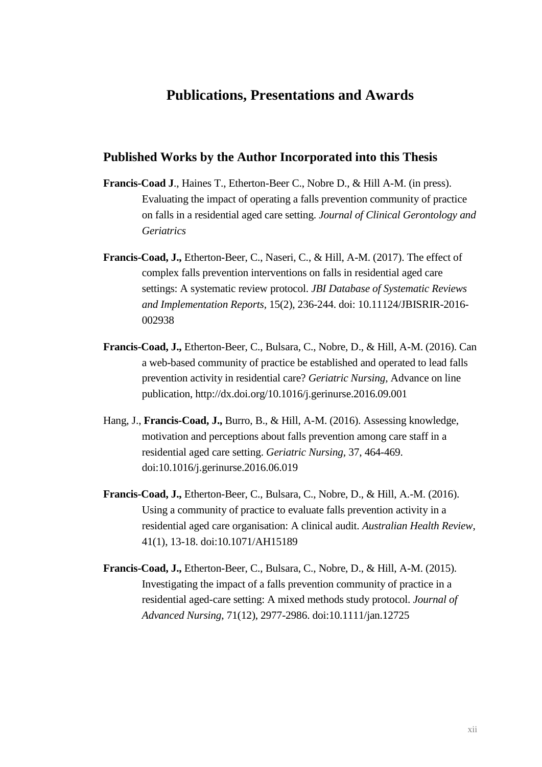# Publications, Presentations and Awards

## Published Works by the Author Incorporated into this Thesis

**Francis-Coad J**., Haines T., Etherton-Beer C., Nobre D., & Hill A-M. (in press). Evaluating the impact of operating a falls prevention community of practice on falls in a residential aged care setting. *Journal of Clinical Gerontology and Geriatrics*

**Francis-Coad, J.,** Etherton-Beer, C., Naseri, C., & Hill, A-M. (2017). The effect of complex falls prevention interventions on falls in residential aged care settings: A systematic review protocol. *JBI Database of Systematic Reviews and Implementation Reports*, 15(2), 236-244. doi: 10.11124/JBISRIR-2016-002938

**Francis-Coad, J.,** Etherton-Beer, C., Bulsara, C., Nobre, D., & Hill, A-M. (2016). Can a web-based community of practice be established and operated to lead falls prevention activity in residential care? *Geriatric Nursing*, Advance on line publication, http://dx.doi.org/10.1016/j.gerinurse.2016.09.001

Hang, J., **Francis-Coad, J.,** Burro, B., & Hill, A-M. (2016). Assessing knowledge, motivation and perceptions about falls prevention among care staff in a residential aged care setting. *Geriatric Nursing*, 37, 464-469. doi:10.1016/j.gerinurse.2016.06.019

**Francis-Coad, J.,** Etherton-Beer, C., Bulsara, C., Nobre, D., & Hill, A.-M. (2016). Using a community of practice to evaluate falls prevention activity in a residential aged care organisation: A clinical audit. *Australian Health Review*, 41(1), 13-18. doi:10.1071/AH15189

**Francis-Coad, J.,** Etherton-Beer, C., Bulsara, C., Nobre, D., & Hill, A-M. (2015). Investigating the impact of a falls prevention community of practice in a residential aged-care setting: A mixed methods study protocol. *Journal of Advanced Nursing*, 71(12), 2977-2986. doi:10.1111/jan.12725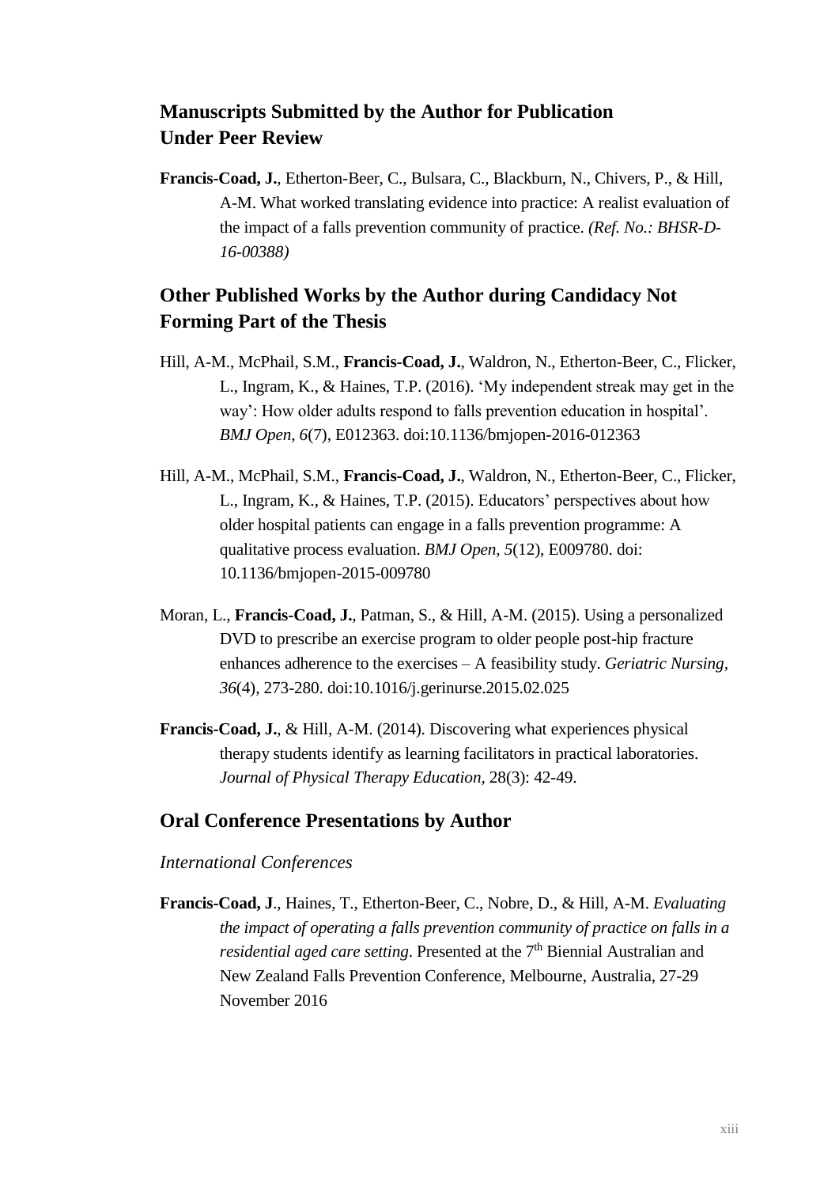## Manuscripts Submitted by the Author for Publication Under Peer Review

**Francis-Coad, J.**, Etherton-Beer, C., Bulsara, C., Blackburn, N., Chivers, P., & Hill, A-M. What worked translating evidence into practice: A realist evaluation of the impact of a falls prevention community of practice. *(Ref. No.: BHSR-D-16-00388)*

## Other Published Works by the Author during Candidacy Not Forming Part of the Thesis

Hill, A-M., McPhail, S.M., **Francis-Coad, J.**, Waldron, N., Etherton-Beer, C., Flicker, L., Ingram, K., & Haines, T.P. (2016). 'My independent streak may get in the way': How older adults respond to falls prevention education in hospital'. *BMJ Open, 6*(7), E012363. doi:10.1136/bmjopen-2016-012363

Hill, A-M., McPhail, S.M., **Francis-Coad, J.**, Waldron, N., Etherton-Beer, C., Flicker, L., Ingram, K., & Haines, T.P. (2015). Educators' perspectives about how older hospital patients can engage in a falls prevention programme: A qualitative process evaluation. *BMJ Open, 5*(12), E009780. doi: 10.1136/bmjopen-2015-009780

Moran, L., **Francis-Coad, J.**, Patman, S., & Hill, A-M. (2015). Using a personalized DVD to prescribe an exercise program to older people post-hip fracture enhances adherence to the exercises – A feasibility study. *Geriatric Nursing, 36*(4), 273-280. doi:10.1016/j.gerinurse.2015.02.025

**Francis-Coad, J.**, & Hill, A-M. (2014). Discovering what experiences physical therapy students identify as learning facilitators in practical laboratories. *Journal of Physical Therapy Education*, 28(3): 42-49.

## Oral Conference Presentations by Author

### *International Conferences*

**Francis-Coad, J**., Haines, T., Etherton-Beer, C., Nobre, D., & Hill, A-M. *Evaluating the impact of operating a falls prevention community of practice on falls in a residential aged care setting*. Presented at the 7th Biennial Australian and New Zealand Falls Prevention Conference, Melbourne, Australia, 27-29 November 2016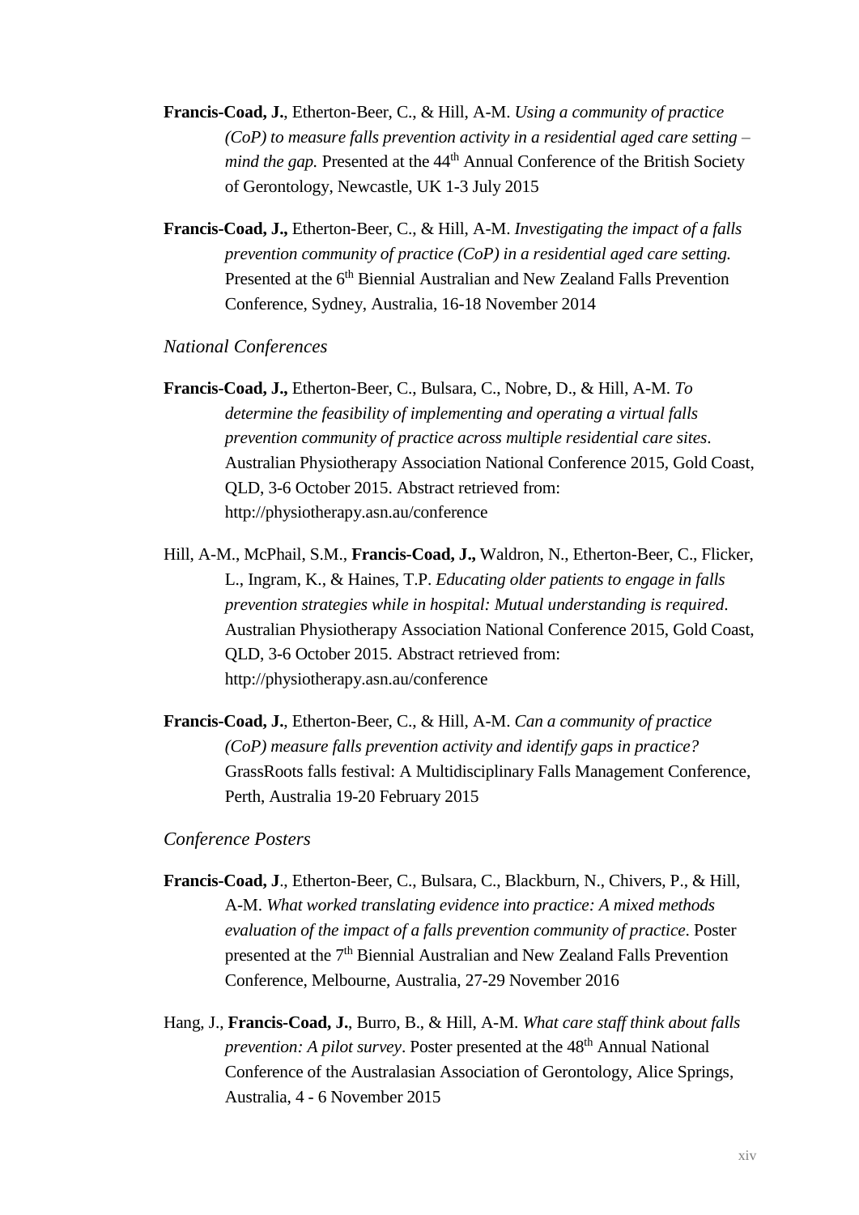**Francis-Coad, J.**, Etherton-Beer, C., & Hill, A-M. *Using a community of practice (CoP) to measure falls prevention activity in a residential aged care setting – mind the gap.* Presented at the 44th Annual Conference of the British Society of Gerontology, Newcastle, UK 1-3 July 2015

**Francis-Coad, J.,** Etherton-Beer, C., & Hill, A-M. *Investigating the impact of a falls prevention community of practice (CoP) in a residential aged care setting.* Presented at the 6th Biennial Australian and New Zealand Falls Prevention Conference, Sydney, Australia, 16-18 November 2014

*National Conferences*

**Francis-Coad, J.,** Etherton-Beer, C., Bulsara, C., Nobre, D., & Hill, A-M. *To determine the feasibility of implementing and operating a virtual falls prevention community of practice across multiple residential care sites*. Australian Physiotherapy Association National Conference 2015, Gold Coast, QLD, 3-6 October 2015. Abstract retrieved from: http://physiotherapy.asn.au/conference

Hill, A-M., McPhail, S.M., **Francis-Coad, J.,** Waldron, N., Etherton-Beer, C., Flicker, L., Ingram, K., & Haines, T.P. *Educating older patients to engage in falls prevention strategies while in hospital: Mutual understanding is required*. Australian Physiotherapy Association National Conference 2015, Gold Coast, QLD, 3-6 October 2015. Abstract retrieved from: http://physiotherapy.asn.au/conference

**Francis-Coad, J.**, Etherton-Beer, C., & Hill, A-M. *Can a community of practice (CoP) measure falls prevention activity and identify gaps in practice?* GrassRoots falls festival: A Multidisciplinary Falls Management Conference, Perth, Australia 19-20 February 2015

*Conference Posters*

**Francis-Coad, J**., Etherton-Beer, C., Bulsara, C., Blackburn, N., Chivers, P., & Hill, A-M. *What worked translating evidence into practice: A mixed methods evaluation of the impact of a falls prevention community of practice*. Poster presented at the 7th Biennial Australian and New Zealand Falls Prevention Conference, Melbourne, Australia, 27-29 November 2016

Hang, J., **Francis-Coad, J.**, Burro, B., & Hill, A-M. *What care staff think about falls prevention: A pilot survey*. Poster presented at the 48th Annual National Conference of the Australasian Association of Gerontology, Alice Springs, Australia, 4 - 6 November 2015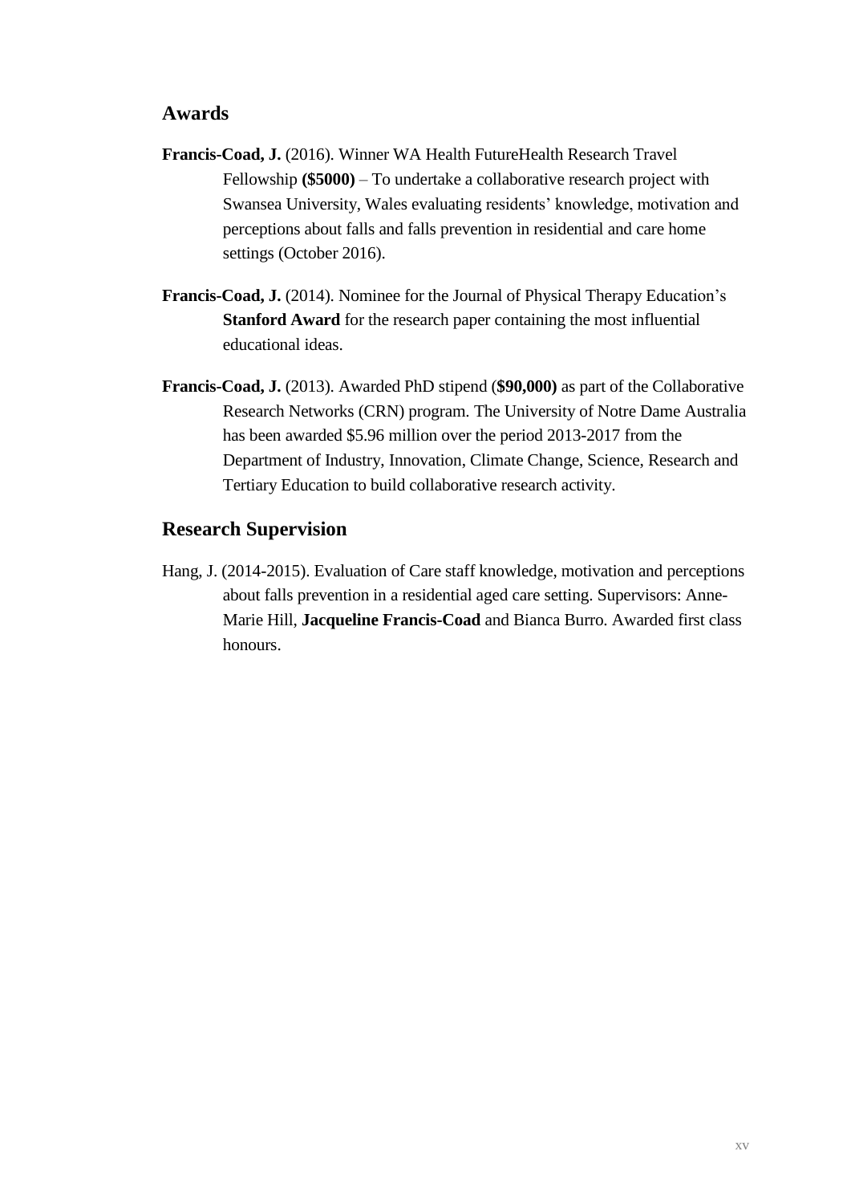## Awards

**Francis-Coad, J.** (2016). Winner WA Health FutureHealth Research Travel Fellowship **($5000)** – To undertake a collaborative research project with Swansea University, Wales evaluating residents' knowledge, motivation and perceptions about falls and falls prevention in residential and care home settings (October 2016).

**Francis-Coad, J.** (2014). Nominee for the Journal of Physical Therapy Education's **Stanford Award** for the research paper containing the most influential educational ideas.

**Francis-Coad, J.** (2013). Awarded PhD stipend (**$90,000)** as part of the Collaborative Research Networks (CRN) program. The University of Notre Dame Australia has been awarded $5.96 million over the period 2013-2017 from the Department of Industry, Innovation, Climate Change, Science, Research and Tertiary Education to build collaborative research activity.

## Research Supervision

Hang, J. (2014-2015). Evaluation of Care staff knowledge, motivation and perceptions about falls prevention in a residential aged care setting. Supervisors: Anne-Marie Hill, **Jacqueline Francis-Coad** and Bianca Burro. Awarded first class honours.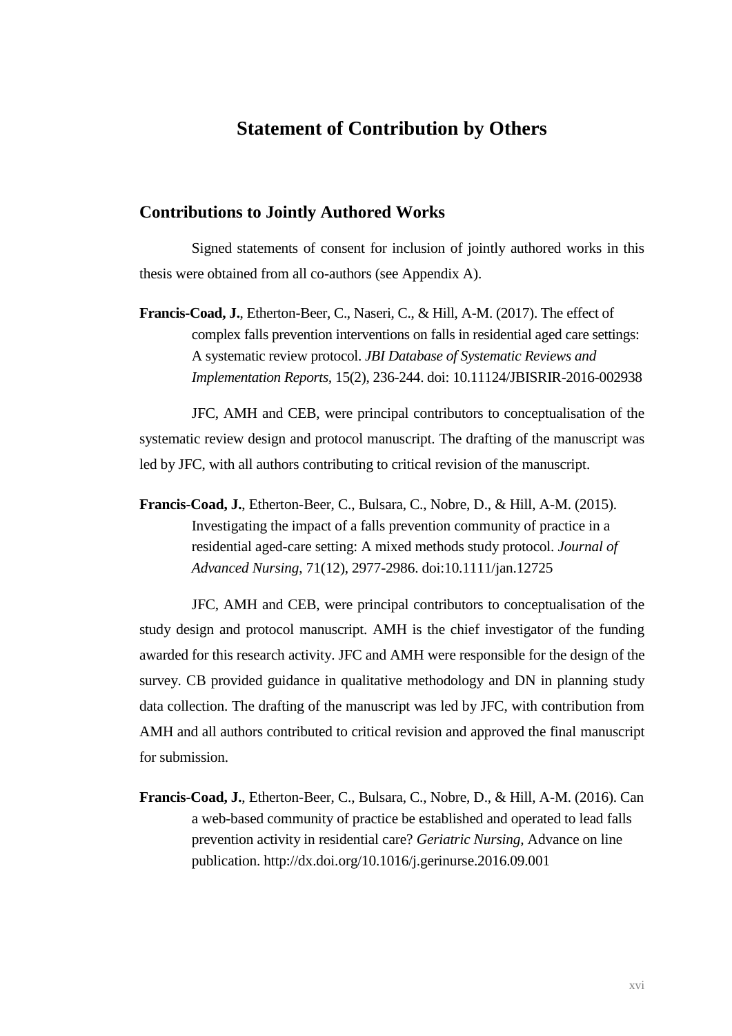# Statement of Contribution by Others

## Contributions to Jointly Authored Works

Signed statements of consent for inclusion of jointly authored works in this thesis were obtained from all co-authors (see Appendix A).

**Francis-Coad, J.**, Etherton-Beer, C., Naseri, C., & Hill, A-M. (2017). The effect of complex falls prevention interventions on falls in residential aged care settings: A systematic review protocol. *JBI Database of Systematic Reviews and Implementation Reports,* 15(2), 236-244. doi: 10.11124/JBISRIR-2016-002938

JFC, AMH and CEB, were principal contributors to conceptualisation of the systematic review design and protocol manuscript. The drafting of the manuscript was led by JFC, with all authors contributing to critical revision of the manuscript.

**Francis-Coad, J.**, Etherton-Beer, C., Bulsara, C., Nobre, D., & Hill, A-M. (2015). Investigating the impact of a falls prevention community of practice in a residential aged-care setting: A mixed methods study protocol. *Journal of Advanced Nursing*, 71(12), 2977-2986. doi:10.1111/jan.12725

JFC, AMH and CEB, were principal contributors to conceptualisation of the study design and protocol manuscript. AMH is the chief investigator of the funding awarded for this research activity. JFC and AMH were responsible for the design of the survey. CB provided guidance in qualitative methodology and DN in planning study data collection. The drafting of the manuscript was led by JFC, with contribution from AMH and all authors contributed to critical revision and approved the final manuscript for submission.

**Francis-Coad, J.**, Etherton-Beer, C., Bulsara, C., Nobre, D., & Hill, A-M. (2016). Can a web-based community of practice be established and operated to lead falls prevention activity in residential care? *Geriatric Nursing,* Advance on line publication. http://dx.doi.org/10.1016/j.gerinurse.2016.09.001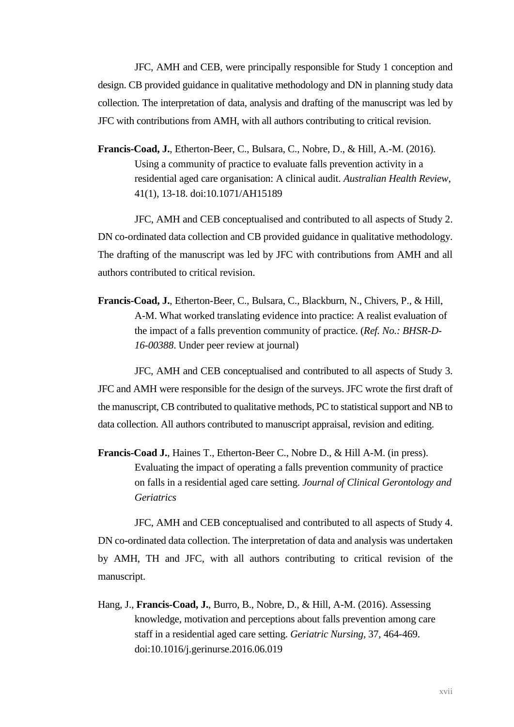JFC, AMH and CEB, were principally responsible for Study 1 conception and design. CB provided guidance in qualitative methodology and DN in planning study data collection. The interpretation of data, analysis and drafting of the manuscript was led by JFC with contributions from AMH, with all authors contributing to critical revision.

**Francis-Coad, J.**, Etherton-Beer, C., Bulsara, C., Nobre, D., & Hill, A.-M. (2016). Using a community of practice to evaluate falls prevention activity in a residential aged care organisation: A clinical audit. *Australian Health Review*, 41(1), 13-18. doi:10.1071/AH15189

JFC, AMH and CEB conceptualised and contributed to all aspects of Study 2. DN co-ordinated data collection and CB provided guidance in qualitative methodology. The drafting of the manuscript was led by JFC with contributions from AMH and all authors contributed to critical revision.

**Francis-Coad, J.**, Etherton-Beer, C., Bulsara, C., Blackburn, N., Chivers, P., & Hill, A-M. What worked translating evidence into practice: A realist evaluation of the impact of a falls prevention community of practice. (*Ref. No.: BHSR-D-16-00388*. Under peer review at journal)

JFC, AMH and CEB conceptualised and contributed to all aspects of Study 3. JFC and AMH were responsible for the design of the surveys. JFC wrote the first draft of the manuscript, CB contributed to qualitative methods, PC to statistical support and NB to data collection. All authors contributed to manuscript appraisal, revision and editing.

**Francis-Coad J.**, Haines T., Etherton-Beer C., Nobre D., & Hill A-M. (in press). Evaluating the impact of operating a falls prevention community of practice on falls in a residential aged care setting. *Journal of Clinical Gerontology and Geriatrics*

JFC, AMH and CEB conceptualised and contributed to all aspects of Study 4. DN co-ordinated data collection. The interpretation of data and analysis was undertaken by AMH, TH and JFC, with all authors contributing to critical revision of the manuscript.

Hang, J., **Francis-Coad, J.**, Burro, B., Nobre, D., & Hill, A-M. (2016). Assessing knowledge, motivation and perceptions about falls prevention among care staff in a residential aged care setting. *Geriatric Nursing*, 37, 464-469. doi:10.1016/j.gerinurse.2016.06.019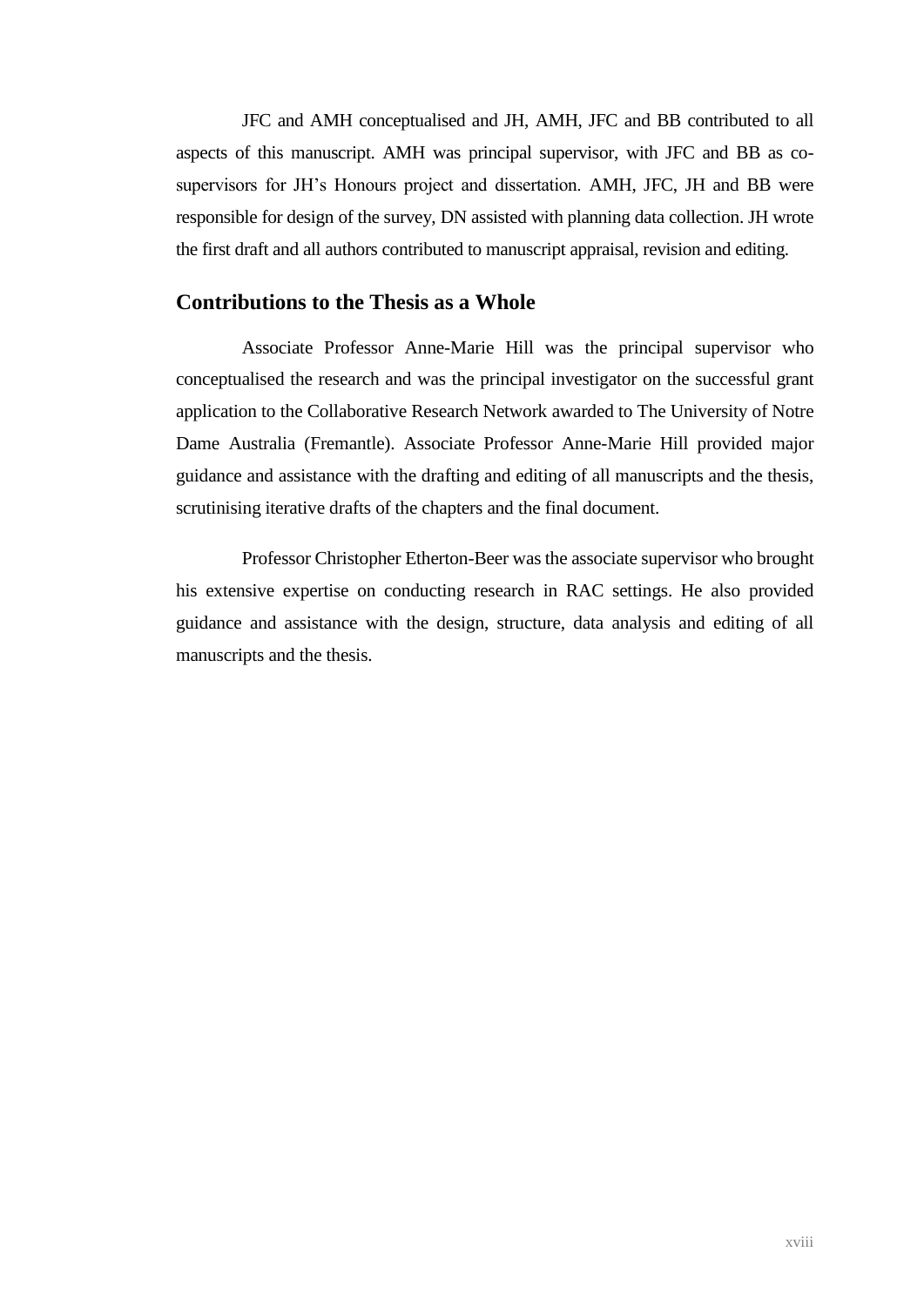JFC and AMH conceptualised and JH, AMH, JFC and BB contributed to all aspects of this manuscript. AMH was principal supervisor, with JFC and BB as co-supervisors for JH's Honours project and dissertation. AMH, JFC, JH and BB were responsible for design of the survey, DN assisted with planning data collection. JH wrote the first draft and all authors contributed to manuscript appraisal, revision and editing.

## Contributions to the Thesis as a Whole

Associate Professor Anne-Marie Hill was the principal supervisor who conceptualised the research and was the principal investigator on the successful grant application to the Collaborative Research Network awarded to The University of Notre Dame Australia (Fremantle). Associate Professor Anne-Marie Hill provided major guidance and assistance with the drafting and editing of all manuscripts and the thesis, scrutinising iterative drafts of the chapters and the final document.

Professor Christopher Etherton-Beer was the associate supervisor who brought his extensive expertise on conducting research in RAC settings. He also provided guidance and assistance with the design, structure, data analysis and editing of all manuscripts and the thesis.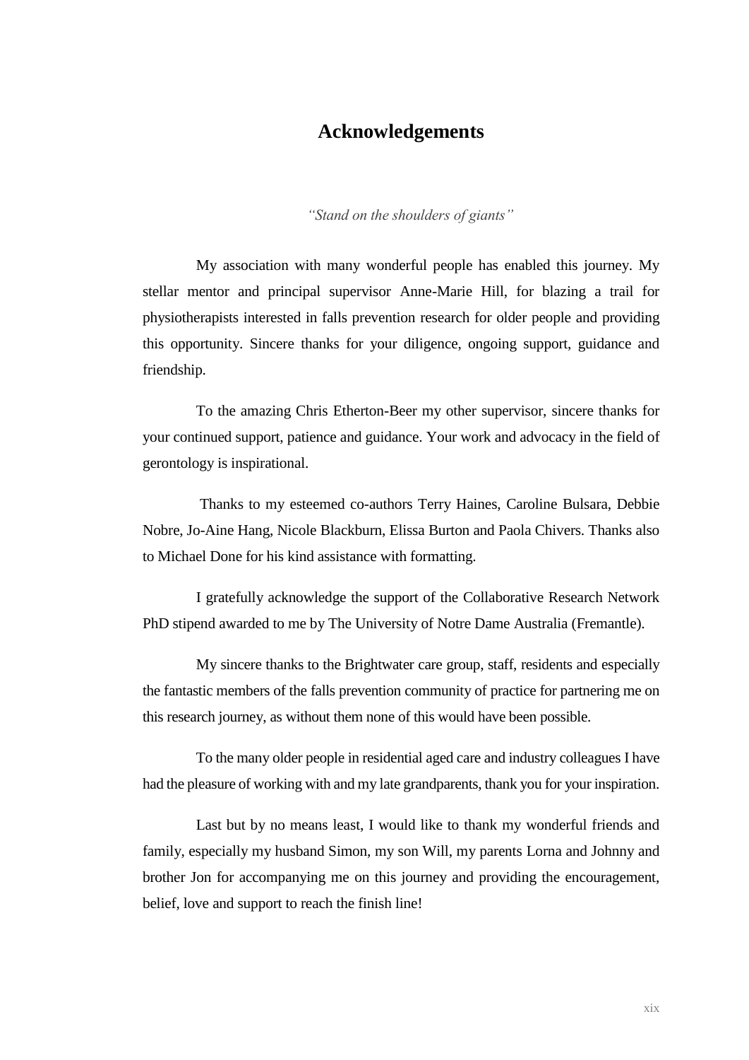# Acknowledgements

*"Stand on the shoulders of giants"*

My association with many wonderful people has enabled this journey. My stellar mentor and principal supervisor Anne-Marie Hill, for blazing a trail for physiotherapists interested in falls prevention research for older people and providing this opportunity. Sincere thanks for your diligence, ongoing support, guidance and friendship.

To the amazing Chris Etherton-Beer my other supervisor, sincere thanks for your continued support, patience and guidance. Your work and advocacy in the field of gerontology is inspirational.

Thanks to my esteemed co-authors Terry Haines, Caroline Bulsara, Debbie Nobre, Jo-Aine Hang, Nicole Blackburn, Elissa Burton and Paola Chivers. Thanks also to Michael Done for his kind assistance with formatting.

I gratefully acknowledge the support of the Collaborative Research Network PhD stipend awarded to me by The University of Notre Dame Australia (Fremantle).

My sincere thanks to the Brightwater care group, staff, residents and especially the fantastic members of the falls prevention community of practice for partnering me on this research journey, as without them none of this would have been possible.

To the many older people in residential aged care and industry colleagues I have had the pleasure of working with and my late grandparents, thank you for your inspiration.

Last but by no means least, I would like to thank my wonderful friends and family, especially my husband Simon, my son Will, my parents Lorna and Johnny and brother Jon for accompanying me on this journey and providing the encouragement, belief, love and support to reach the finish line!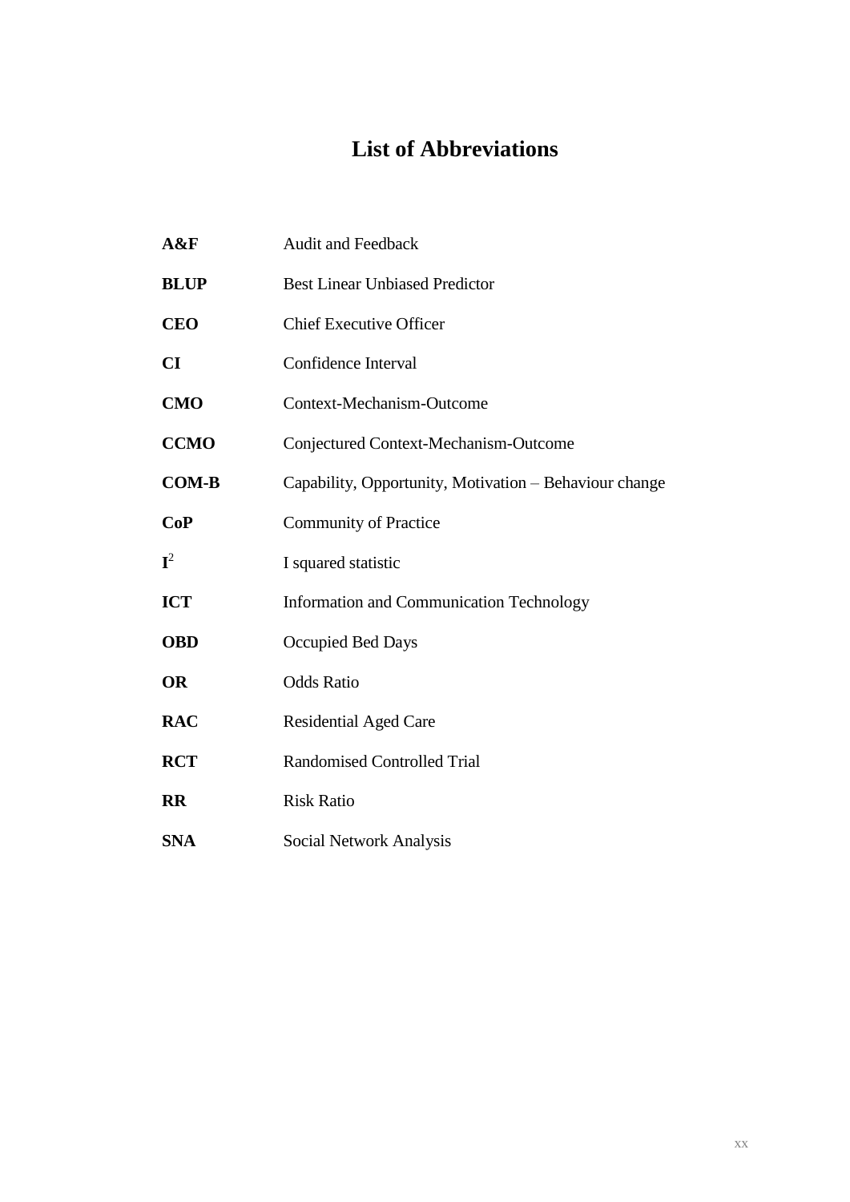# List of Abbreviations

| | |
|---|---|
| **A&F** | Audit and Feedback |
| **BLUP** | Best Linear Unbiased Predictor |
| **CEO** | Chief Executive Officer |
| **CI** | Confidence Interval |
| **CMO** | Context-Mechanism-Outcome |
| **CCMO** | Conjectured Context-Mechanism-Outcome |
| **COM-B** | Capability, Opportunity, Motivation – Behaviour change |
| **CoP** | Community of Practice |
| $\mathbf{I}^2$ | I squared statistic |
| **ICT** | Information and Communication Technology |
| **OBD** | Occupied Bed Days |
| **OR** | Odds Ratio |
| **RAC** | Residential Aged Care |
| **RCT** | Randomised Controlled Trial |
| **RR** | Risk Ratio |
| **SNA** | Social Network Analysis |